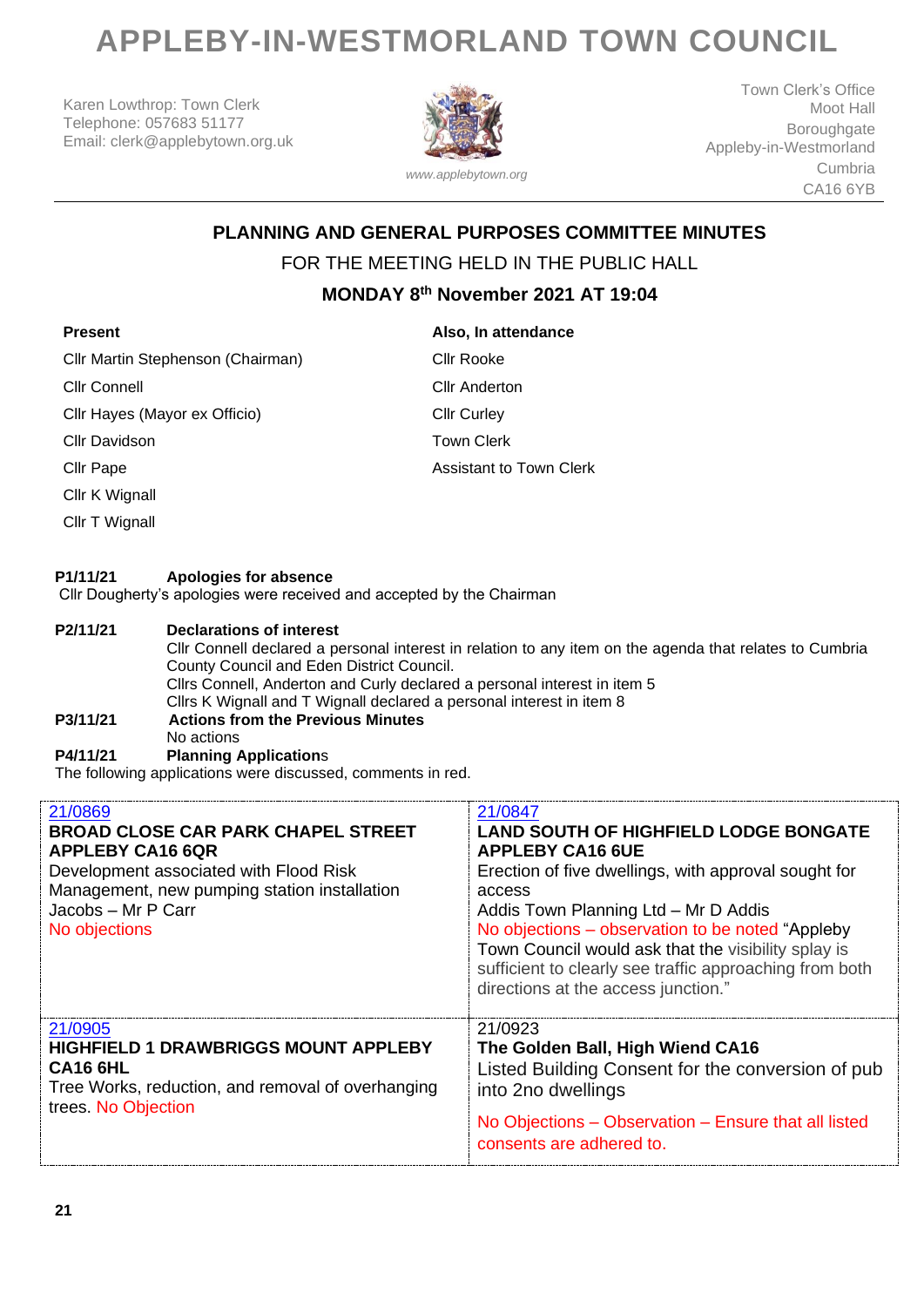# APPLEBY-IN-WESTMORLAND TOWN COUNCIL

Karen Lowthrop: Town Clerk
Telephone: 057683 51177
Email: clerk@applebytown.org.uk

www.applebytown.org

Town Clerk's Office
Moot Hall
Boroughgate
Appleby-in-Westmorland
Cumbria
CA16 6YB

## PLANNING AND GENERAL PURPOSES COMMITTEE MINUTES

FOR THE MEETING HELD IN THE PUBLIC HALL

**MONDAY 8th November 2021 AT 19:04**

| **Present** | **Also, In attendance** |
|---|---|
| Cllr Martin Stephenson (Chairman) | Cllr Rooke |
| Cllr Connell | Cllr Anderton |
| Cllr Hayes (Mayor ex Officio) | Cllr Curley |
| Cllr Davidson | Town Clerk |
| Cllr Pape | Assistant to Town Clerk |
| Cllr K Wignall | |
| Cllr T Wignall | |

**P1/11/21 Apologies for absence**

Cllr Dougherty's apologies were received and accepted by the Chairman

**P2/11/21 Declarations of interest**

Cllr Connell declared a personal interest in relation to any item on the agenda that relates to Cumbria County Council and Eden District Council.
Cllrs Connell, Anderton and Curly declared a personal interest in item 5
Cllrs K Wignall and T Wignall declared a personal interest in item 8

**P3/11/21 Actions from the Previous Minutes**

No actions

**P4/11/21 Planning Applications**

The following applications were discussed, comments in red.

| | |
|---|---|
| 21/0869<br>**BROAD CLOSE CAR PARK CHAPEL STREET APPLEBY CA16 6QR**<br>Development associated with Flood Risk Management, new pumping station installation<br>Jacobs – Mr P Carr<br>No objections | 21/0847<br>**LAND SOUTH OF HIGHFIELD LODGE BONGATE APPLEBY CA16 6UE**<br>Erection of five dwellings, with approval sought for access<br>Addis Town Planning Ltd – Mr D Addis<br>No objections – observation to be noted "Appleby Town Council would ask that the visibility splay is sufficient to clearly see traffic approaching from both directions at the access junction." |
| 21/0905<br>**HIGHFIELD 1 DRAWBRIGGS MOUNT APPLEBY CA16 6HL**<br>Tree Works, reduction, and removal of overhanging trees. No Objection | 21/0923<br>**The Golden Ball, High Wiend CA16**<br>Listed Building Consent for the conversion of pub into 2no dwellings<br>No Objections – Observation – Ensure that all listed consents are adhered to. |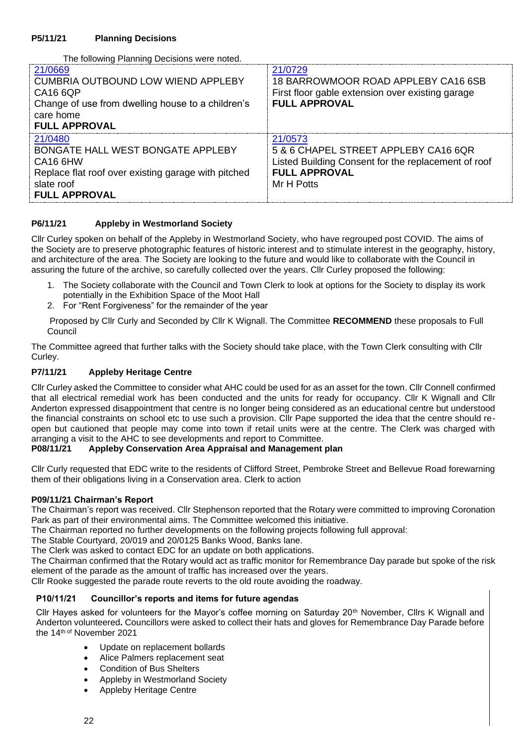### P5/11/21 Planning Decisions

The following Planning Decisions were noted.

| | |
|---|---|
| 21/0669<br>CUMBRIA OUTBOUND LOW WIEND APPLEBY CA16 6QP<br>Change of use from dwelling house to a children's care home<br>**FULL APPROVAL** | 21/0729<br>18 BARROWMOOR ROAD APPLEBY CA16 6SB<br>First floor gable extension over existing garage<br>**FULL APPROVAL** |
| 21/0480<br>BONGATE HALL WEST BONGATE APPLEBY CA16 6HW<br>Replace flat roof over existing garage with pitched slate roof<br>**FULL APPROVAL** | 21/0573<br>5 & 6 CHAPEL STREET APPLEBY CA16 6QR<br>Listed Building Consent for the replacement of roof<br>**FULL APPROVAL**<br>Mr H Potts |

### P6/11/21 Appleby in Westmorland Society

Cllr Curley spoken on behalf of the Appleby in Westmorland Society, who have regrouped post COVID. The aims of the Society are to preserve photographic features of historic interest and to stimulate interest in the geography, history, and architecture of the area. The Society are looking to the future and would like to collaborate with the Council in assuring the future of the archive, so carefully collected over the years. Cllr Curley proposed the following:

1. The Society collaborate with the Council and Town Clerk to look at options for the Society to display its work potentially in the Exhibition Space of the Moot Hall
2. For "Rent Forgiveness" for the remainder of the year

Proposed by Cllr Curly and Seconded by Cllr K Wignall. The Committee **RECOMMEND** these proposals to Full Council

The Committee agreed that further talks with the Society should take place, with the Town Clerk consulting with Cllr Curley.

### P7/11/21 Appleby Heritage Centre

Cllr Curley asked the Committee to consider what AHC could be used for as an asset for the town. Cllr Connell confirmed that all electrical remedial work has been conducted and the units for ready for occupancy. Cllr K Wignall and Cllr Anderton expressed disappointment that centre is no longer being considered as an educational centre but understood the financial constraints on school etc to use such a provision. Cllr Pape supported the idea that the centre should re-open but cautioned that people may come into town if retail units were at the centre. The Clerk was charged with arranging a visit to the AHC to see developments and report to Committee.

### P08/11/21 Appleby Conservation Area Appraisal and Management plan

Cllr Curly requested that EDC write to the residents of Clifford Street, Pembroke Street and Bellevue Road forewarning them of their obligations living in a Conservation area. Clerk to action

### P09/11/21 Chairman's Report

The Chairman's report was received. Cllr Stephenson reported that the Rotary were committed to improving Coronation Park as part of their environmental aims. The Committee welcomed this initiative.
The Chairman reported no further developments on the following projects following full approval:
The Stable Courtyard, 20/019 and 20/0125 Banks Wood, Banks lane.
The Clerk was asked to contact EDC for an update on both applications.
The Chairman confirmed that the Rotary would act as traffic monitor for Remembrance Day parade but spoke of the risk element of the parade as the amount of traffic has increased over the years.
Cllr Rooke suggested the parade route reverts to the old route avoiding the roadway.

### P10/11/21 Councillor's reports and items for future agendas

Cllr Hayes asked for volunteers for the Mayor's coffee morning on Saturday 20th November, Cllrs K Wignall and Anderton volunteered**.** Councillors were asked to collect their hats and gloves for Remembrance Day Parade before the 14th of November 2021

- Update on replacement bollards
- Alice Palmers replacement seat
- Condition of Bus Shelters
- Appleby in Westmorland Society
- Appleby Heritage Centre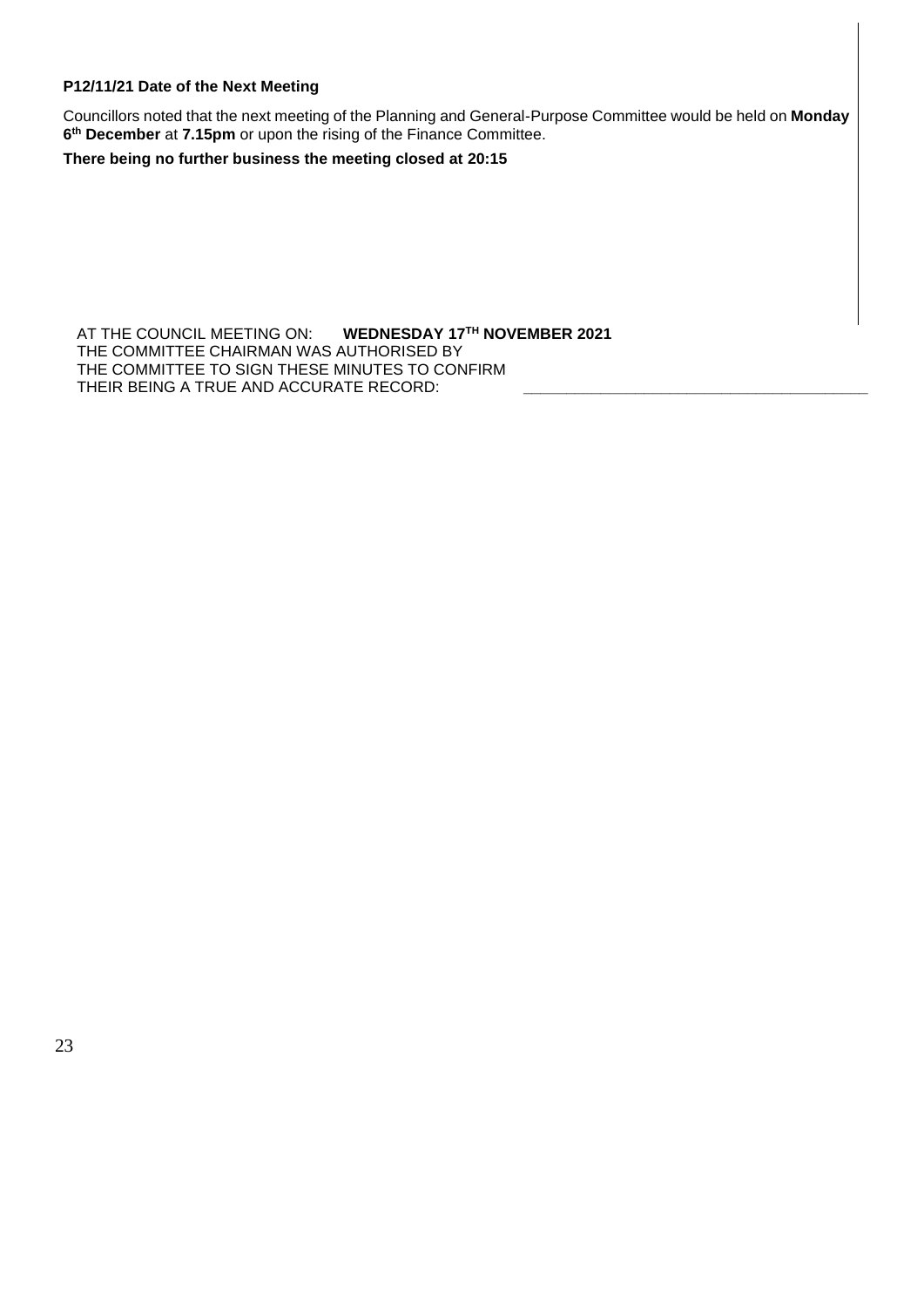**P12/11/21 Date of the Next Meeting**

Councillors noted that the next meeting of the Planning and General-Purpose Committee would be held on **Monday 6th December** at **7.15pm** or upon the rising of the Finance Committee.

**There being no further business the meeting closed at 20:15**

AT THE COUNCIL MEETING ON: **WEDNESDAY 17TH NOVEMBER 2021**
THE COMMITTEE CHAIRMAN WAS AUTHORISED BY
THE COMMITTEE TO SIGN THESE MINUTES TO CONFIRM
THEIR BEING A TRUE AND ACCURATE RECORD: ________________________________________